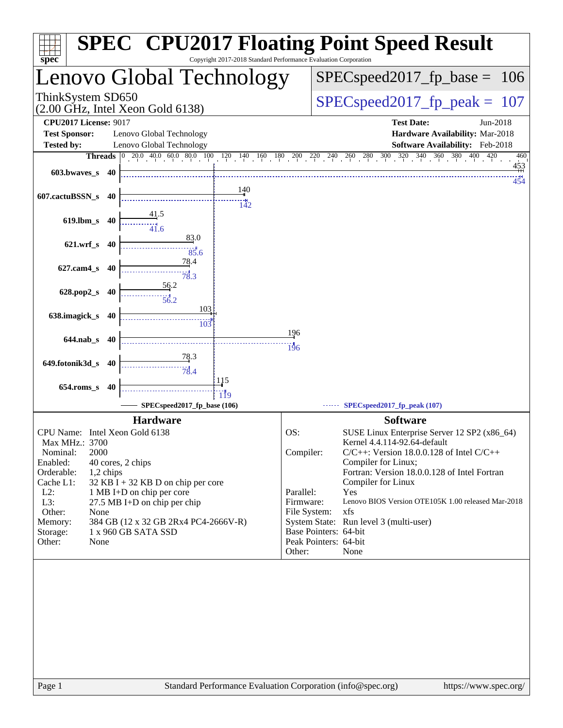# SPEC CPU2017 Floating Point Speed Result

Copyright 2017-2018 Standard Performance Evaluation Corporation

## Lenovo Global Technology

ThinkSystem SD650
(2.00 GHz, Intel Xeon Gold 6138)

SPECspeed2017_fp_base = 106

SPECspeed2017_fp_peak = 107

| | | | |
|---|---|---|---|
| **CPU2017 License:** | 9017 | **Test Date:** | Jun-2018 |
| **Test Sponsor:** | Lenovo Global Technology | **Hardware Availability:** | Mar-2018 |
| **Tested by:** | Lenovo Global Technology | **Software Availability:** | Feb-2018 |

| Benchmark | Threads | Base | Peak |
|---|---|---|---|
| 603.bwaves_s | 40 | 453 | 454 |
| 607.cactuBSSN_s | 40 | 140 | 142 |
| 619.lbm_s | 40 | 41.5 | 41.6 |
| 621.wrf_s | 40 | 83.0 | 85.6 |
| 627.cam4_s | 40 | 78.4 | 78.3 |
| 628.pop2_s | 40 | 56.2 | 56.2 |
| 638.imagick_s | 40 | 103 | 103 |
| 644.nab_s | 40 | 196 | 196 |
| 649.fotonik3d_s | 40 | 78.3 | 78.4 |
| 654.roms_s | 40 | 115 | 119 |

SPECspeed2017_fp_base (106) — SPECspeed2017_fp_peak (107)

### Hardware

| | |
|---|---|
| CPU Name: | Intel Xeon Gold 6138 |
| Max MHz.: | 3700 |
| Nominal: | 2000 |
| Enabled: | 40 cores, 2 chips |
| Orderable: | 1,2 chips |
| Cache L1: | 32 KB I + 32 KB D on chip per core |
| L2: | 1 MB I+D on chip per core |
| L3: | 27.5 MB I+D on chip per chip |
| Other: | None |
| Memory: | 384 GB (12 x 32 GB 2Rx4 PC4-2666V-R) |
| Storage: | 1 x 960 GB SATA SSD |
| Other: | None |

### Software

| | |
|---|---|
| OS: | SUSE Linux Enterprise Server 12 SP2 (x86_64) Kernel 4.4.114-92.64-default |
| Compiler: | C/C++: Version 18.0.0.128 of Intel C/C++ Compiler for Linux; Fortran: Version 18.0.0.128 of Intel Fortran Compiler for Linux |
| Parallel: | Yes |
| Firmware: | Lenovo BIOS Version OTE105K 1.00 released Mar-2018 |
| File System: | xfs |
| System State: | Run level 3 (multi-user) |
| Base Pointers: | 64-bit |
| Peak Pointers: | 64-bit |
| Other: | None |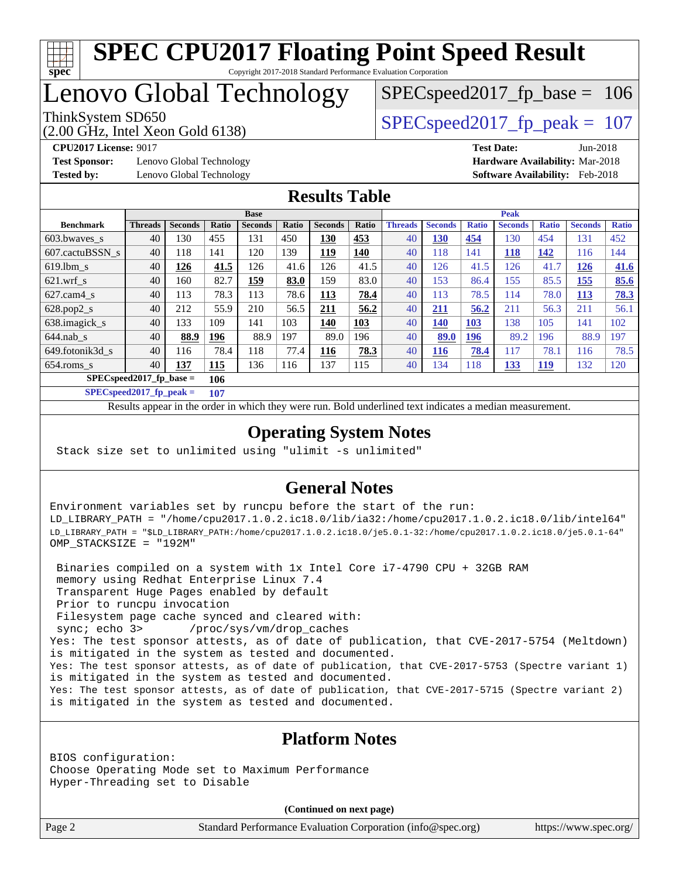# SPEC CPU2017 Floating Point Speed Result

Copyright 2017-2018 Standard Performance Evaluation Corporation

# Lenovo Global Technology

ThinkSystem SD650
(2.00 GHz, Intel Xeon Gold 6138)

SPECspeed2017_fp_base = 106

SPECspeed2017_fp_peak = 107

**CPU2017 License:** 9017
**Test Sponsor:** Lenovo Global Technology
**Tested by:** Lenovo Global Technology

**Test Date:** Jun-2018
**Hardware Availability:** Mar-2018
**Software Availability:** Feb-2018

## Results Table

| Benchmark | Base | | | | | | | Peak | | | | | | |
|---|---|---|---|---|---|---|---|---|---|---|---|---|---|---|
| | Threads | Seconds | Ratio | Seconds | Ratio | Seconds | Ratio | Threads | Seconds | Ratio | Seconds | Ratio | Seconds | Ratio |
| 603.bwaves_s | 40 | 130 | 455 | 131 | 450 | **130** | **453** | 40 | **130** | **454** | 130 | 454 | 131 | 452 |
| 607.cactuBSSN_s | 40 | 118 | 141 | 120 | 139 | **119** | **140** | 40 | 118 | 141 | **118** | **142** | 116 | 144 |
| 619.lbm_s | 40 | **126** | **41.5** | 126 | 41.6 | 126 | 41.5 | 40 | 126 | 41.5 | 126 | 41.7 | **126** | **41.6** |
| 621.wrf_s | 40 | 160 | 82.7 | **159** | **83.0** | 159 | 83.0 | 40 | 153 | 86.4 | 155 | 85.5 | **155** | **85.6** |
| 627.cam4_s | 40 | 113 | 78.3 | 113 | 78.6 | **113** | **78.4** | 40 | 113 | 78.5 | 114 | 78.0 | **113** | **78.3** |
| 628.pop2_s | 40 | 212 | 55.9 | 210 | 56.5 | **211** | **56.2** | 40 | **211** | **56.2** | 211 | 56.3 | 211 | 56.1 |
| 638.imagick_s | 40 | 133 | 109 | 141 | 103 | **140** | **103** | 40 | **140** | **103** | 138 | 105 | 141 | 102 |
| 644.nab_s | 40 | **88.9** | **196** | 88.9 | 197 | 89.0 | 196 | 40 | **89.0** | **196** | 89.2 | 196 | 88.9 | 197 |
| 649.fotonik3d_s | 40 | 116 | 78.4 | 118 | 77.4 | **116** | **78.3** | 40 | **116** | **78.4** | 117 | 78.1 | 116 | 78.5 |
| 654.roms_s | 40 | **137** | **115** | 136 | 116 | 137 | 115 | 40 | 134 | 118 | **133** | **119** | 132 | 120 |

**SPECspeed2017_fp_base = 106**

**SPECspeed2017_fp_peak = 107**

Results appear in the order in which they were run. Bold underlined text indicates a median measurement.

## Operating System Notes

```
Stack size set to unlimited using "ulimit -s unlimited"
```

## General Notes

```
Environment variables set by runcpu before the start of the run:
LD_LIBRARY_PATH = "/home/cpu2017.1.0.2.ic18.0/lib/ia32:/home/cpu2017.1.0.2.ic18.0/lib/intel64"
LD_LIBRARY_PATH = "$LD_LIBRARY_PATH:/home/cpu2017.1.0.2.ic18.0/je5.0.1-32:/home/cpu2017.1.0.2.ic18.0/je5.0.1-64"
OMP_STACKSIZE = "192M"

 Binaries compiled on a system with 1x Intel Core i7-4790 CPU + 32GB RAM
 memory using Redhat Enterprise Linux 7.4
 Transparent Huge Pages enabled by default
 Prior to runcpu invocation
 Filesystem page cache synced and cleared with:
 sync; echo 3>       /proc/sys/vm/drop_caches
Yes: The test sponsor attests, as of date of publication, that CVE-2017-5754 (Meltdown)
is mitigated in the system as tested and documented.
Yes: The test sponsor attests, as of date of publication, that CVE-2017-5753 (Spectre variant 1)
is mitigated in the system as tested and documented.
Yes: The test sponsor attests, as of date of publication, that CVE-2017-5715 (Spectre variant 2)
is mitigated in the system as tested and documented.
```

## Platform Notes

```
BIOS configuration:
Choose Operating Mode set to Maximum Performance
Hyper-Threading set to Disable
```

**(Continued on next page)**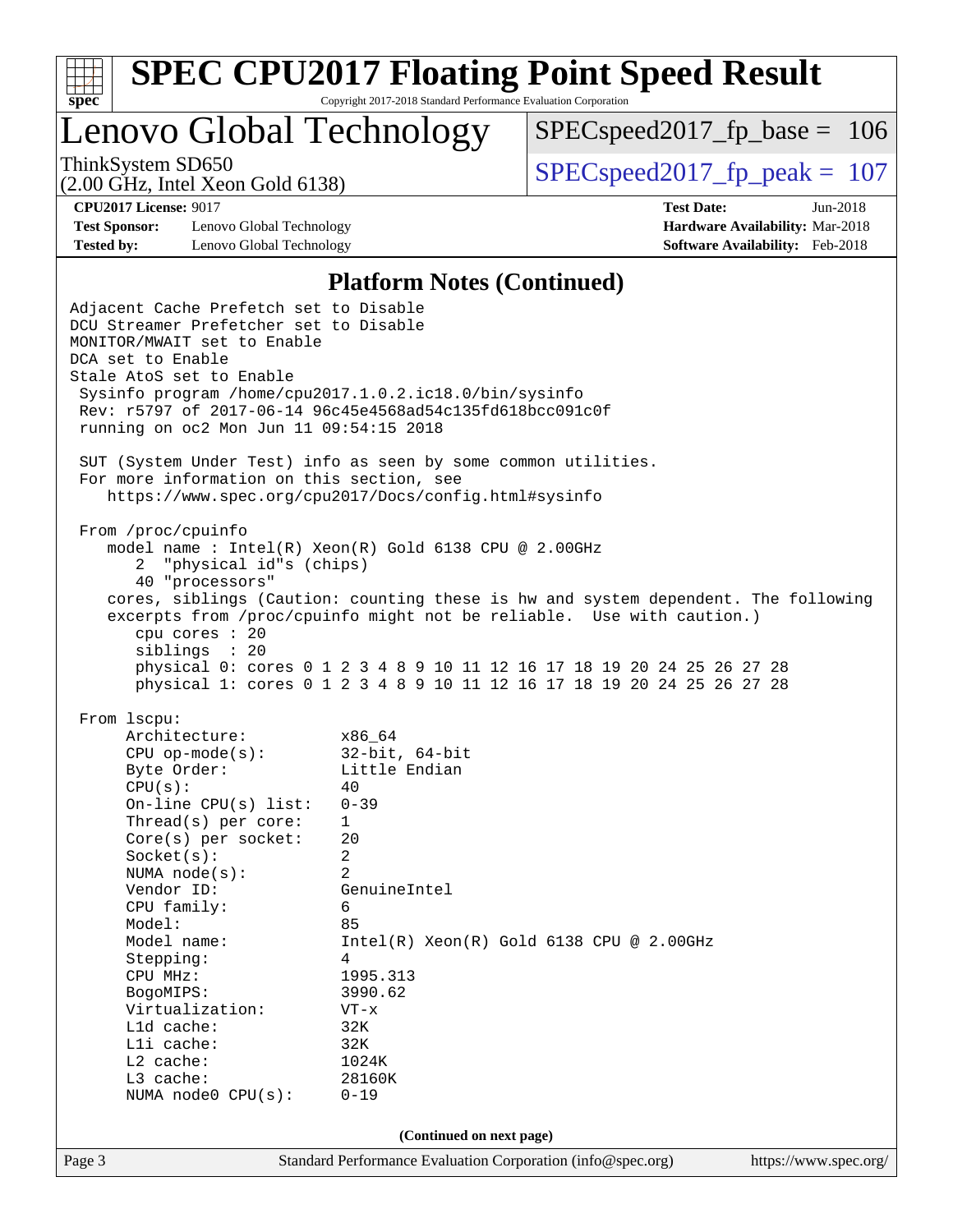# Lenovo Global Technology

ThinkSystem SD650
(2.00 GHz, Intel Xeon Gold 6138)

SPECspeed2017_fp_base = 106

SPECspeed2017_fp_peak = 107

**CPU2017 License:** 9017
**Test Sponsor:** Lenovo Global Technology
**Tested by:** Lenovo Global Technology

**Test Date:** Jun-2018
**Hardware Availability:** Mar-2018
**Software Availability:** Feb-2018

## Platform Notes (Continued)

```
Adjacent Cache Prefetch set to Disable
DCU Streamer Prefetcher set to Disable
MONITOR/MWAIT set to Enable
DCA set to Enable
Stale AtoS set to Enable
 Sysinfo program /home/cpu2017.1.0.2.ic18.0/bin/sysinfo
 Rev: r5797 of 2017-06-14 96c45e4568ad54c135fd618bcc091c0f
 running on oc2 Mon Jun 11 09:54:15 2018

 SUT (System Under Test) info as seen by some common utilities.
 For more information on this section, see
    https://www.spec.org/cpu2017/Docs/config.html#sysinfo

 From /proc/cpuinfo
    model name : Intel(R) Xeon(R) Gold 6138 CPU @ 2.00GHz
       2  "physical id"s (chips)
       40 "processors"
    cores, siblings (Caution: counting these is hw and system dependent. The following
    excerpts from /proc/cpuinfo might not be reliable.  Use with caution.)
       cpu cores : 20
       siblings  : 20
       physical 0: cores 0 1 2 3 4 8 9 10 11 12 16 17 18 19 20 24 25 26 27 28
       physical 1: cores 0 1 2 3 4 8 9 10 11 12 16 17 18 19 20 24 25 26 27 28

 From lscpu:
      Architecture:          x86_64
      CPU op-mode(s):        32-bit, 64-bit
      Byte Order:            Little Endian
      CPU(s):                40
      On-line CPU(s) list:   0-39
      Thread(s) per core:    1
      Core(s) per socket:    20
      Socket(s):             2
      NUMA node(s):          2
      Vendor ID:             GenuineIntel
      CPU family:            6
      Model:                 85
      Model name:            Intel(R) Xeon(R) Gold 6138 CPU @ 2.00GHz
      Stepping:              4
      CPU MHz:               1995.313
      BogoMIPS:              3990.62
      Virtualization:        VT-x
      L1d cache:             32K
      L1i cache:             32K
      L2 cache:              1024K
      L3 cache:              28160K
      NUMA node0 CPU(s):     0-19
```

(Continued on next page)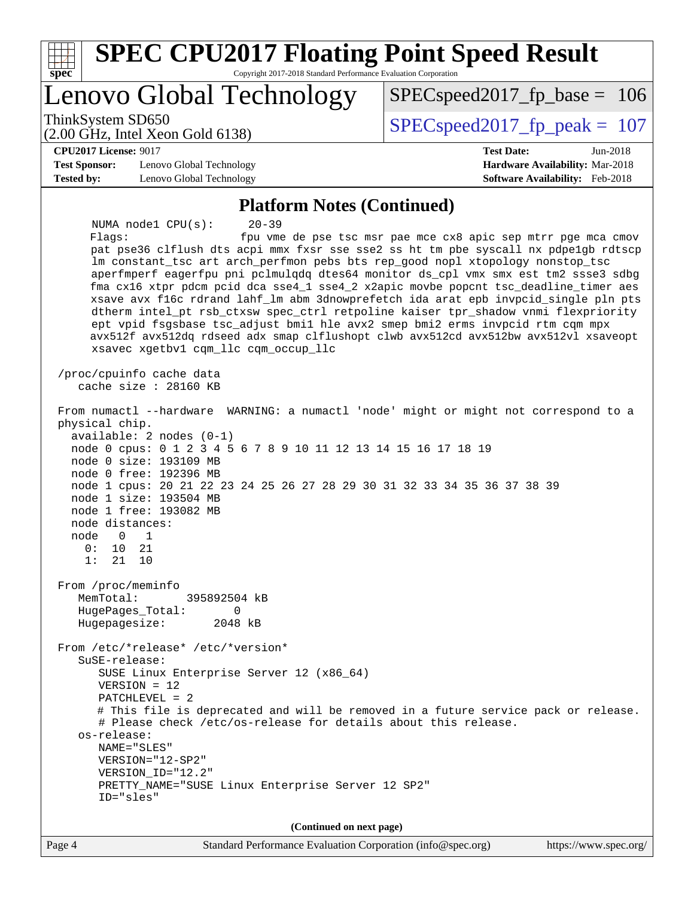## Platform Notes (Continued)

```
     NUMA node1 CPU(s):     20-39
     Flags:                 fpu vme de pse tsc msr pae mce cx8 apic sep mtrr pge mca cmov
     pat pse36 clflush dts acpi mmx fxsr sse sse2 ss ht tm pbe syscall nx pdpe1gb rdtscp
     lm constant_tsc art arch_perfmon pebs bts rep_good nopl xtopology nonstop_tsc
     aperfmperf eagerfpu pni pclmulqdq dtes64 monitor ds_cpl vmx smx est tm2 ssse3 sdbg
     fma cx16 xtpr pdcm pcid dca sse4_1 sse4_2 x2apic movbe popcnt tsc_deadline_timer aes
     xsave avx f16c rdrand lahf_lm abm 3dnowprefetch ida arat epb invpcid_single pln pts
     dtherm intel_pt rsb_ctxsw spec_ctrl retpoline kaiser tpr_shadow vnmi flexpriority
     ept vpid fsgsbase tsc_adjust bmi1 hle avx2 smep bmi2 erms invpcid rtm cqm mpx
     avx512f avx512dq rdseed adx smap clflushopt clwb avx512cd avx512bw avx512vl xsaveopt
     xsavec xgetbv1 cqm_llc cqm_occup_llc

 /proc/cpuinfo cache data
    cache size : 28160 KB

 From numactl --hardware  WARNING: a numactl 'node' might or might not correspond to a
 physical chip.
   available: 2 nodes (0-1)
   node 0 cpus: 0 1 2 3 4 5 6 7 8 9 10 11 12 13 14 15 16 17 18 19
   node 0 size: 193109 MB
   node 0 free: 192396 MB
   node 1 cpus: 20 21 22 23 24 25 26 27 28 29 30 31 32 33 34 35 36 37 38 39
   node 1 size: 193504 MB
   node 1 free: 193082 MB
   node distances:
   node   0   1
     0:  10  21
     1:  21  10

 From /proc/meminfo
    MemTotal:       395892504 kB
    HugePages_Total:       0
    Hugepagesize:       2048 kB

 From /etc/*release* /etc/*version*
    SuSE-release:
       SUSE Linux Enterprise Server 12 (x86_64)
       VERSION = 12
       PATCHLEVEL = 2
       # This file is deprecated and will be removed in a future service pack or release.
       # Please check /etc/os-release for details about this release.
    os-release:
       NAME="SLES"
       VERSION="12-SP2"
       VERSION_ID="12.2"
       PRETTY_NAME="SUSE Linux Enterprise Server 12 SP2"
       ID="sles"
```

**(Continued on next page)**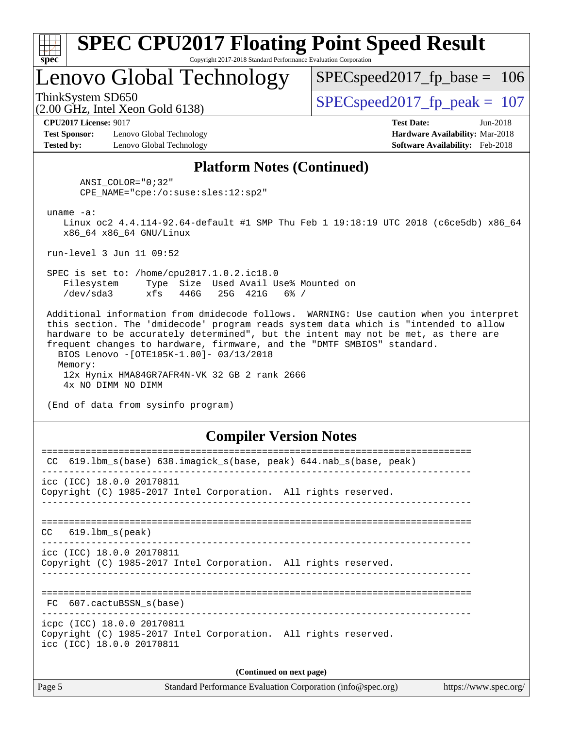## Platform Notes (Continued)

```
      ANSI_COLOR="0;32"
      CPE_NAME="cpe:/o:suse:sles:12:sp2"

 uname -a:
    Linux oc2 4.4.114-92.64-default #1 SMP Thu Feb 1 19:18:19 UTC 2018 (c6ce5db) x86_64
    x86_64 x86_64 GNU/Linux

 run-level 3 Jun 11 09:52

 SPEC is set to: /home/cpu2017.1.0.2.ic18.0
    Filesystem     Type  Size  Used Avail Use% Mounted on
    /dev/sda3      xfs   446G   25G  421G   6% /

 Additional information from dmidecode follows.  WARNING: Use caution when you interpret
 this section. The 'dmidecode' program reads system data which is "intended to allow
 hardware to be accurately determined", but the intent may not be met, as there are
 frequent changes to hardware, firmware, and the "DMTF SMBIOS" standard.
   BIOS Lenovo -[OTE105K-1.00]- 03/13/2018
   Memory:
     12x Hynix HMA84GR7AFR4N-VK 32 GB 2 rank 2666
     4x NO DIMM NO DIMM

 (End of data from sysinfo program)
```

## Compiler Version Notes

```
==============================================================================
 CC  619.lbm_s(base) 638.imagick_s(base, peak) 644.nab_s(base, peak)
------------------------------------------------------------------------------
icc (ICC) 18.0.0 20170811
Copyright (C) 1985-2017 Intel Corporation.  All rights reserved.
------------------------------------------------------------------------------

==============================================================================
CC   619.lbm_s(peak)
------------------------------------------------------------------------------
icc (ICC) 18.0.0 20170811
Copyright (C) 1985-2017 Intel Corporation.  All rights reserved.
------------------------------------------------------------------------------

==============================================================================
 FC  607.cactuBSSN_s(base)
------------------------------------------------------------------------------
icpc (ICC) 18.0.0 20170811
Copyright (C) 1985-2017 Intel Corporation.  All rights reserved.
icc (ICC) 18.0.0 20170811
```

(Continued on next page)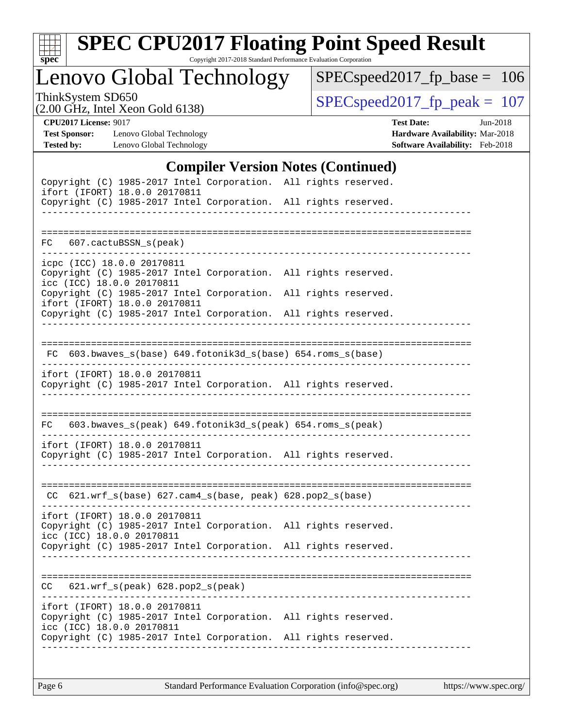## Compiler Version Notes (Continued)

```
Copyright (C) 1985-2017 Intel Corporation.  All rights reserved.
ifort (IFORT) 18.0.0 20170811
Copyright (C) 1985-2017 Intel Corporation.  All rights reserved.
------------------------------------------------------------------------------

==============================================================================
FC   607.cactuBSSN_s(peak)
------------------------------------------------------------------------------
icpc (ICC) 18.0.0 20170811
Copyright (C) 1985-2017 Intel Corporation.  All rights reserved.
icc (ICC) 18.0.0 20170811
Copyright (C) 1985-2017 Intel Corporation.  All rights reserved.
ifort (IFORT) 18.0.0 20170811
Copyright (C) 1985-2017 Intel Corporation.  All rights reserved.
------------------------------------------------------------------------------

==============================================================================
 FC  603.bwaves_s(base) 649.fotonik3d_s(base) 654.roms_s(base)
------------------------------------------------------------------------------
ifort (IFORT) 18.0.0 20170811
Copyright (C) 1985-2017 Intel Corporation.  All rights reserved.
------------------------------------------------------------------------------

==============================================================================
FC   603.bwaves_s(peak) 649.fotonik3d_s(peak) 654.roms_s(peak)
------------------------------------------------------------------------------
ifort (IFORT) 18.0.0 20170811
Copyright (C) 1985-2017 Intel Corporation.  All rights reserved.
------------------------------------------------------------------------------

==============================================================================
 CC  621.wrf_s(base) 627.cam4_s(base, peak) 628.pop2_s(base)
------------------------------------------------------------------------------
ifort (IFORT) 18.0.0 20170811
Copyright (C) 1985-2017 Intel Corporation.  All rights reserved.
icc (ICC) 18.0.0 20170811
Copyright (C) 1985-2017 Intel Corporation.  All rights reserved.
------------------------------------------------------------------------------

==============================================================================
CC   621.wrf_s(peak) 628.pop2_s(peak)
------------------------------------------------------------------------------
ifort (IFORT) 18.0.0 20170811
Copyright (C) 1985-2017 Intel Corporation.  All rights reserved.
icc (ICC) 18.0.0 20170811
Copyright (C) 1985-2017 Intel Corporation.  All rights reserved.
------------------------------------------------------------------------------
```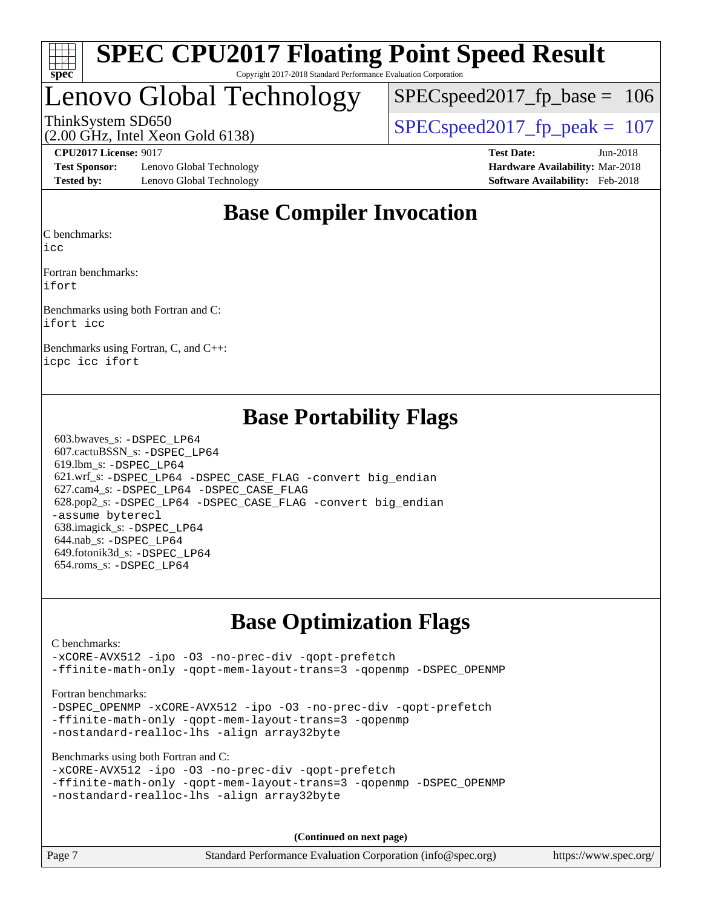# SPEC CPU2017 Floating Point Speed Result

Copyright 2017-2018 Standard Performance Evaluation Corporation

## Lenovo Global Technology

ThinkSystem SD650
(2.00 GHz, Intel Xeon Gold 6138)

SPECspeed2017_fp_base = 106

SPECspeed2017_fp_peak = 107

**CPU2017 License:** 9017
**Test Sponsor:** Lenovo Global Technology
**Tested by:** Lenovo Global Technology

**Test Date:** Jun-2018
**Hardware Availability:** Mar-2018
**Software Availability:** Feb-2018

## Base Compiler Invocation

C benchmarks:
`icc`

Fortran benchmarks:
`ifort`

Benchmarks using both Fortran and C:
`ifort icc`

Benchmarks using Fortran, C, and C++:
`icpc icc ifort`

## Base Portability Flags

603.bwaves_s: `-DSPEC_LP64`
607.cactuBSSN_s: `-DSPEC_LP64`
619.lbm_s: `-DSPEC_LP64`
621.wrf_s: `-DSPEC_LP64 -DSPEC_CASE_FLAG -convert big_endian`
627.cam4_s: `-DSPEC_LP64 -DSPEC_CASE_FLAG`
628.pop2_s: `-DSPEC_LP64 -DSPEC_CASE_FLAG -convert big_endian -assume byterecl`
638.imagick_s: `-DSPEC_LP64`
644.nab_s: `-DSPEC_LP64`
649.fotonik3d_s: `-DSPEC_LP64`
654.roms_s: `-DSPEC_LP64`

## Base Optimization Flags

C benchmarks:
```
-xCORE-AVX512 -ipo -O3 -no-prec-div -qopt-prefetch
-ffinite-math-only -qopt-mem-layout-trans=3 -qopenmp -DSPEC_OPENMP
```

Fortran benchmarks:
```
-DSPEC_OPENMP -xCORE-AVX512 -ipo -O3 -no-prec-div -qopt-prefetch
-ffinite-math-only -qopt-mem-layout-trans=3 -qopenmp
-nostandard-realloc-lhs -align array32byte
```

Benchmarks using both Fortran and C:
```
-xCORE-AVX512 -ipo -O3 -no-prec-div -qopt-prefetch
-ffinite-math-only -qopt-mem-layout-trans=3 -qopenmp -DSPEC_OPENMP
-nostandard-realloc-lhs -align array32byte
```

**(Continued on next page)**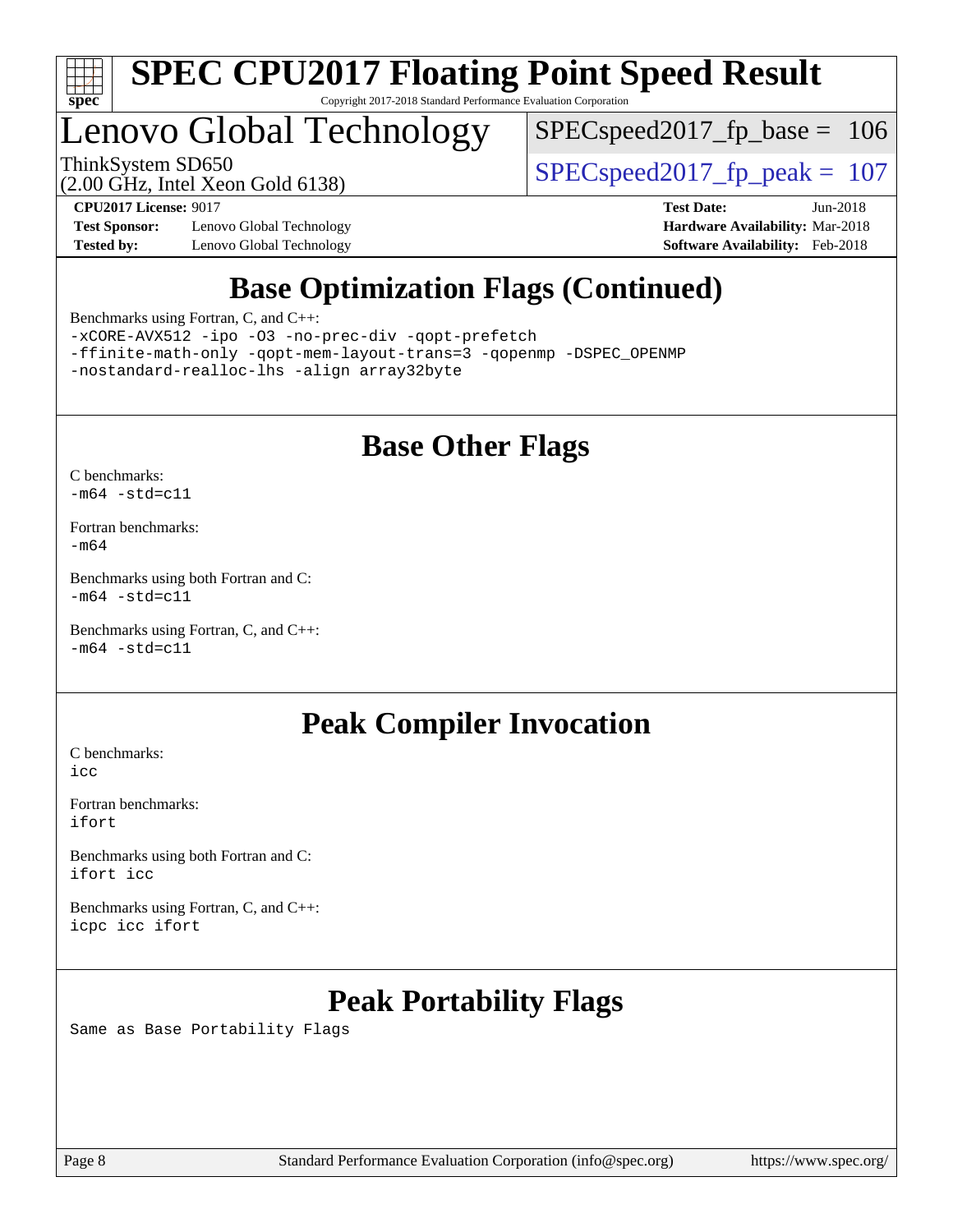## Base Optimization Flags (Continued)

Benchmarks using Fortran, C, and C++:

```
-xCORE-AVX512 -ipo -O3 -no-prec-div -qopt-prefetch
-ffinite-math-only -qopt-mem-layout-trans=3 -qopenmp -DSPEC_OPENMP
-nostandard-realloc-lhs -align array32byte
```

## Base Other Flags

C benchmarks:
`-m64 -std=c11`

Fortran benchmarks:
`-m64`

Benchmarks using both Fortran and C:
`-m64 -std=c11`

Benchmarks using Fortran, C, and C++:
`-m64 -std=c11`

## Peak Compiler Invocation

C benchmarks:
`icc`

Fortran benchmarks:
`ifort`

Benchmarks using both Fortran and C:
`ifort icc`

Benchmarks using Fortran, C, and C++:
`icpc icc ifort`

## Peak Portability Flags

Same as Base Portability Flags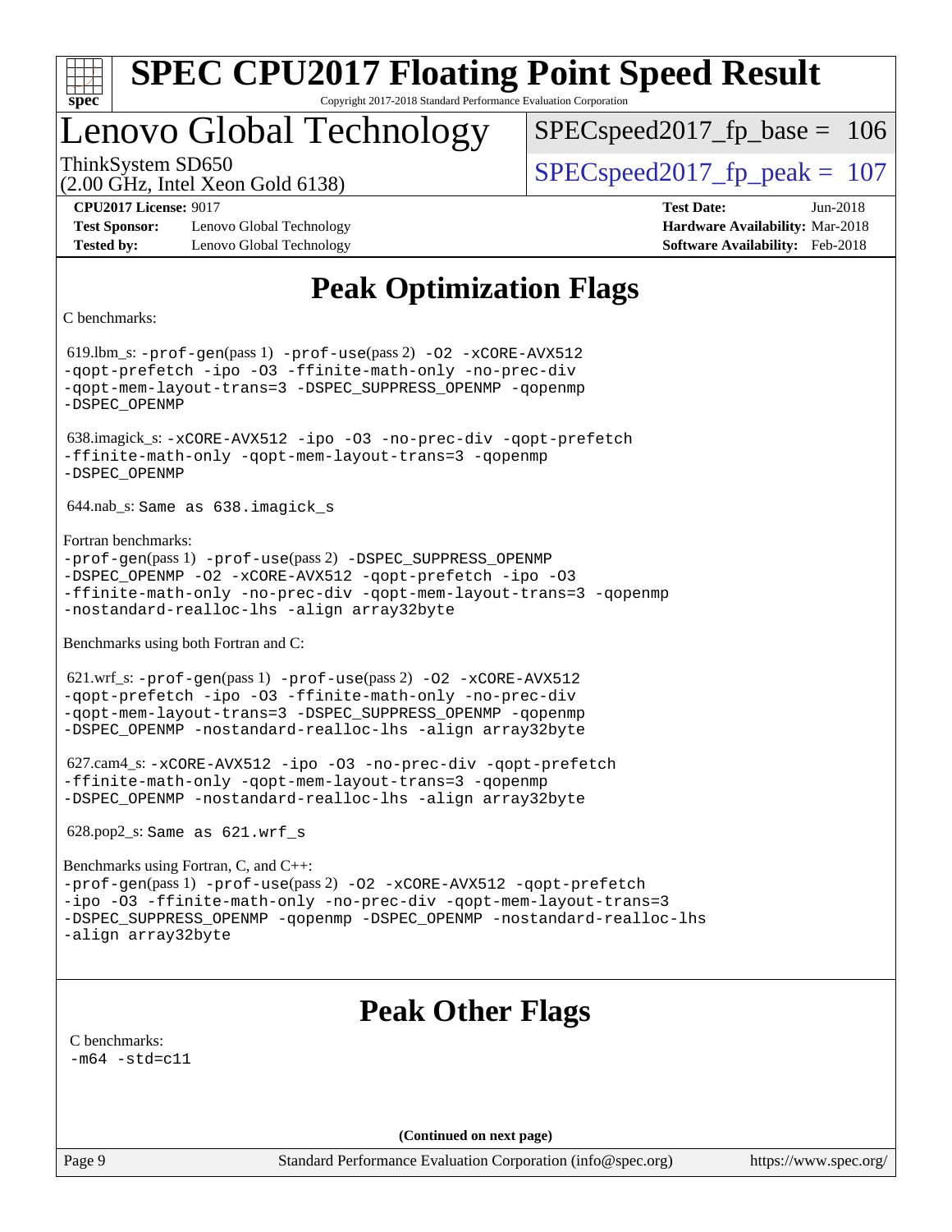# Peak Optimization Flags

C benchmarks:

619.lbm_s: -prof-gen(pass 1) -prof-use(pass 2) -O2 -xCORE-AVX512 -qopt-prefetch -ipo -O3 -ffinite-math-only -no-prec-div -qopt-mem-layout-trans=3 -DSPEC_SUPPRESS_OPENMP -qopenmp -DSPEC_OPENMP

638.imagick_s: -xCORE-AVX512 -ipo -O3 -no-prec-div -qopt-prefetch -ffinite-math-only -qopt-mem-layout-trans=3 -qopenmp -DSPEC_OPENMP

644.nab_s: Same as 638.imagick_s

Fortran benchmarks:

-prof-gen(pass 1) -prof-use(pass 2) -DSPEC_SUPPRESS_OPENMP -DSPEC_OPENMP -O2 -xCORE-AVX512 -qopt-prefetch -ipo -O3 -ffinite-math-only -no-prec-div -qopt-mem-layout-trans=3 -qopenmp -nostandard-realloc-lhs -align array32byte

Benchmarks using both Fortran and C:

621.wrf_s: -prof-gen(pass 1) -prof-use(pass 2) -O2 -xCORE-AVX512 -qopt-prefetch -ipo -O3 -ffinite-math-only -no-prec-div -qopt-mem-layout-trans=3 -DSPEC_SUPPRESS_OPENMP -qopenmp -DSPEC_OPENMP -nostandard-realloc-lhs -align array32byte

627.cam4_s: -xCORE-AVX512 -ipo -O3 -no-prec-div -qopt-prefetch -ffinite-math-only -qopt-mem-layout-trans=3 -qopenmp -DSPEC_OPENMP -nostandard-realloc-lhs -align array32byte

628.pop2_s: Same as 621.wrf_s

Benchmarks using Fortran, C, and C++:

-prof-gen(pass 1) -prof-use(pass 2) -O2 -xCORE-AVX512 -qopt-prefetch -ipo -O3 -ffinite-math-only -no-prec-div -qopt-mem-layout-trans=3 -DSPEC_SUPPRESS_OPENMP -qopenmp -DSPEC_OPENMP -nostandard-realloc-lhs -align array32byte

# Peak Other Flags

C benchmarks:

-m64 -std=c11

**(Continued on next page)**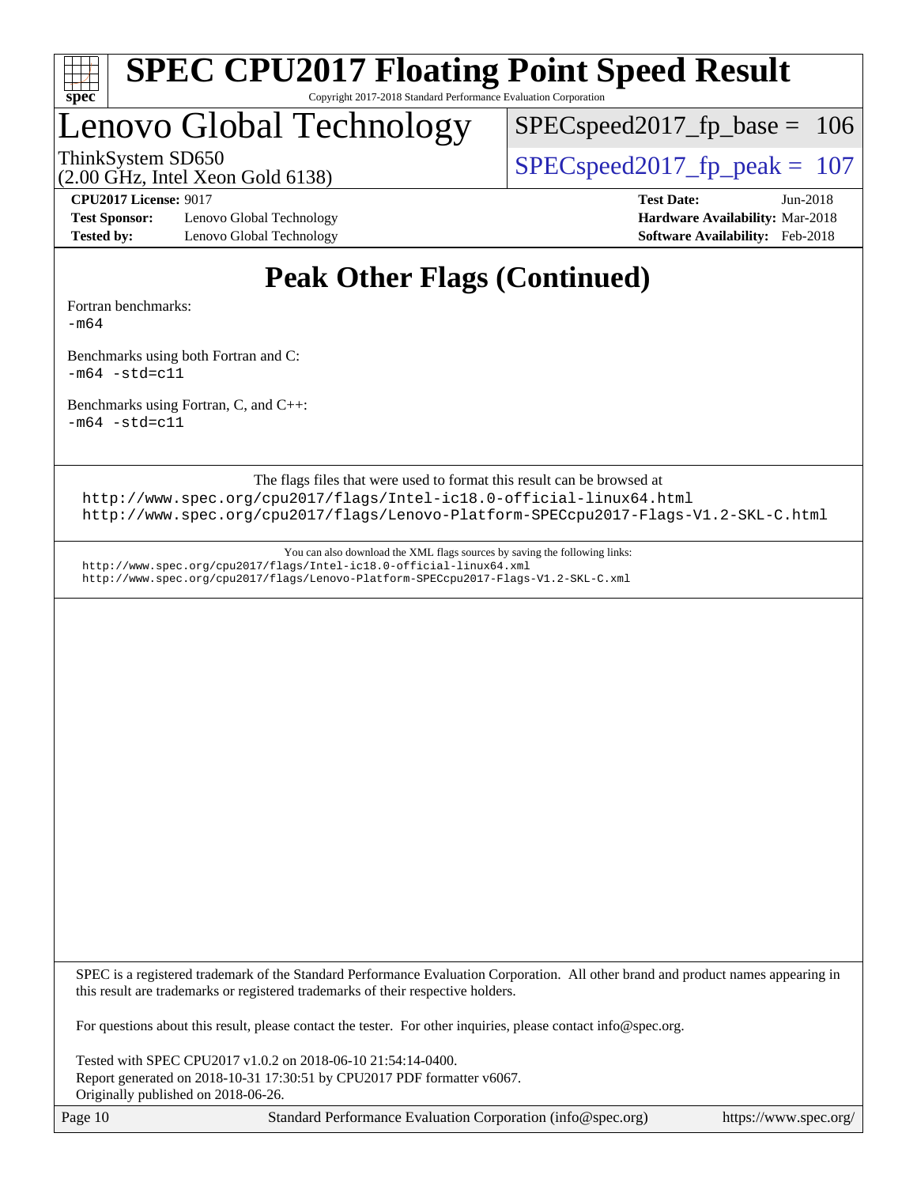# Peak Other Flags (Continued)

Fortran benchmarks:
-m64

Benchmarks using both Fortran and C:
-m64 -std=c11

Benchmarks using Fortran, C, and C++:
-m64 -std=c11

The flags files that were used to format this result can be browsed at
http://www.spec.org/cpu2017/flags/Intel-ic18.0-official-linux64.html
http://www.spec.org/cpu2017/flags/Lenovo-Platform-SPECcpu2017-Flags-V1.2-SKL-C.html

You can also download the XML flags sources by saving the following links:
http://www.spec.org/cpu2017/flags/Intel-ic18.0-official-linux64.xml
http://www.spec.org/cpu2017/flags/Lenovo-Platform-SPECcpu2017-Flags-V1.2-SKL-C.xml

SPEC is a registered trademark of the Standard Performance Evaluation Corporation. All other brand and product names appearing in this result are trademarks or registered trademarks of their respective holders.

For questions about this result, please contact the tester. For other inquiries, please contact info@spec.org.

Tested with SPEC CPU2017 v1.0.2 on 2018-06-10 21:54:14-0400.
Report generated on 2018-10-31 17:30:51 by CPU2017 PDF formatter v6067.
Originally published on 2018-06-26.